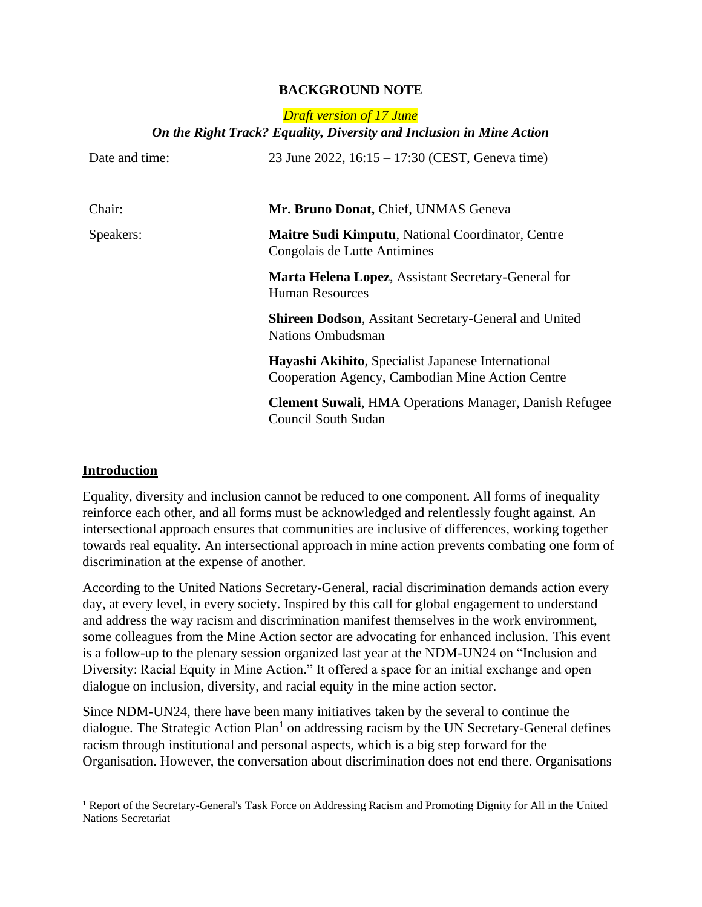**BACKGROUND NOTE**

*Draft version of 17 June*

***On the Right Track? Equality, Diversity and Inclusion in Mine Action***

| | |
|---|---|
| Date and time: | 23 June 2022, 16:15 – 17:30 (CEST, Geneva time) |
| Chair: | **Mr. Bruno Donat,** Chief, UNMAS Geneva |
| Speakers: | **Maitre Sudi Kimputu**, National Coordinator, Centre Congolais de Lutte Antimines |
| | **Marta Helena Lopez**, Assistant Secretary-General for Human Resources |
| | **Shireen Dodson**, Assitant Secretary-General and United Nations Ombudsman |
| | **Hayashi Akihito**, Specialist Japanese International Cooperation Agency, Cambodian Mine Action Centre |
| | **Clement Suwali**, HMA Operations Manager, Danish Refugee Council South Sudan |

## Introduction

Equality, diversity and inclusion cannot be reduced to one component. All forms of inequality reinforce each other, and all forms must be acknowledged and relentlessly fought against. An intersectional approach ensures that communities are inclusive of differences, working together towards real equality. An intersectional approach in mine action prevents combating one form of discrimination at the expense of another.

According to the United Nations Secretary-General, racial discrimination demands action every day, at every level, in every society. Inspired by this call for global engagement to understand and address the way racism and discrimination manifest themselves in the work environment, some colleagues from the Mine Action sector are advocating for enhanced inclusion. This event is a follow-up to the plenary session organized last year at the NDM-UN24 on "Inclusion and Diversity: Racial Equity in Mine Action." It offered a space for an initial exchange and open dialogue on inclusion, diversity, and racial equity in the mine action sector.

Since NDM-UN24, there have been many initiatives taken by the several to continue the dialogue. The Strategic Action Plan[1] on addressing racism by the UN Secretary-General defines racism through institutional and personal aspects, which is a big step forward for the Organisation. However, the conversation about discrimination does not end there. Organisations

[1] Report of the Secretary-General's Task Force on Addressing Racism and Promoting Dignity for All in the United Nations Secretariat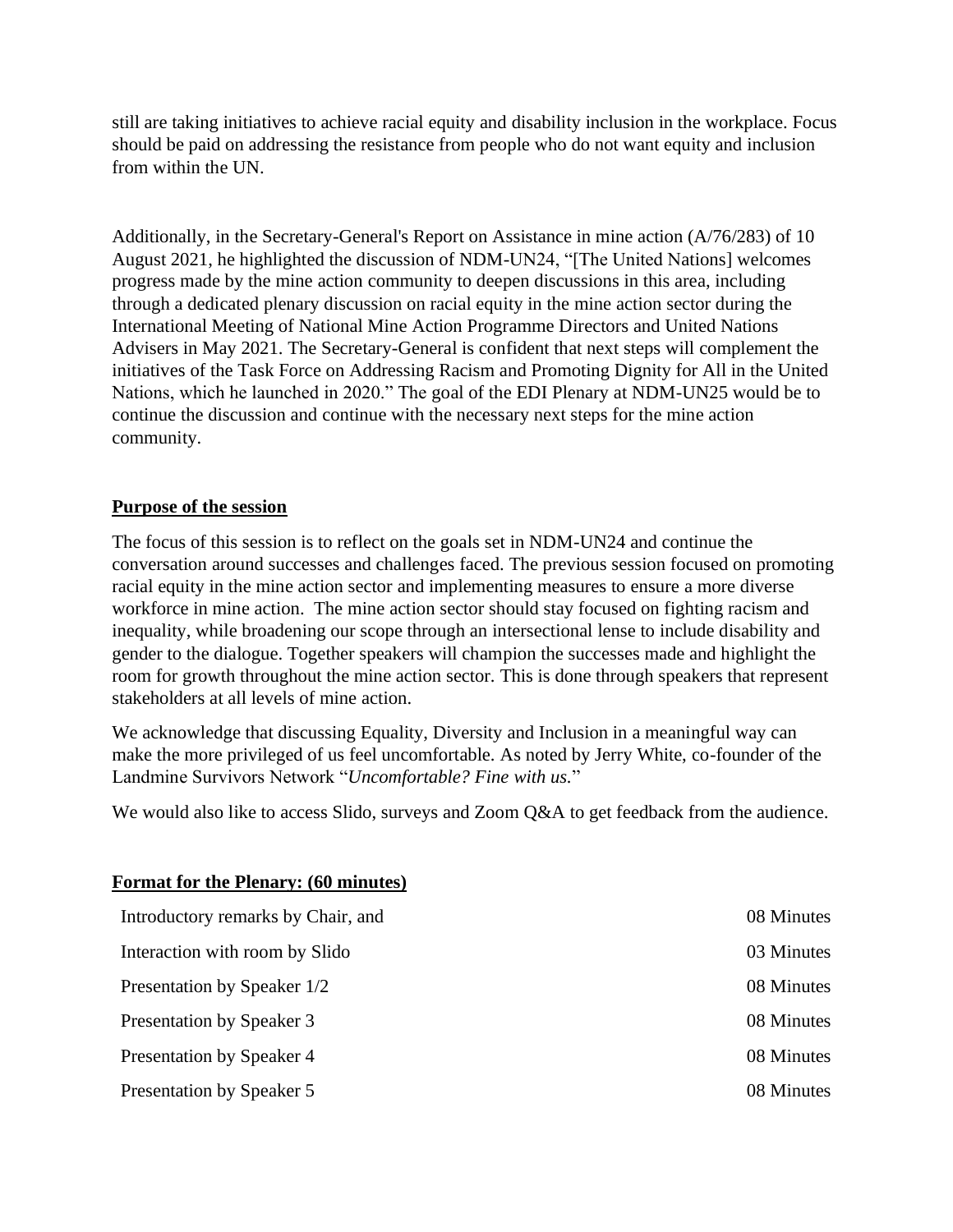still are taking initiatives to achieve racial equity and disability inclusion in the workplace. Focus should be paid on addressing the resistance from people who do not want equity and inclusion from within the UN.

Additionally, in the Secretary-General's Report on Assistance in mine action (A/76/283) of 10 August 2021, he highlighted the discussion of NDM-UN24, "[The United Nations] welcomes progress made by the mine action community to deepen discussions in this area, including through a dedicated plenary discussion on racial equity in the mine action sector during the International Meeting of National Mine Action Programme Directors and United Nations Advisers in May 2021. The Secretary-General is confident that next steps will complement the initiatives of the Task Force on Addressing Racism and Promoting Dignity for All in the United Nations, which he launched in 2020." The goal of the EDI Plenary at NDM-UN25 would be to continue the discussion and continue with the necessary next steps for the mine action community.

## Purpose of the session

The focus of this session is to reflect on the goals set in NDM-UN24 and continue the conversation around successes and challenges faced. The previous session focused on promoting racial equity in the mine action sector and implementing measures to ensure a more diverse workforce in mine action. The mine action sector should stay focused on fighting racism and inequality, while broadening our scope through an intersectional lense to include disability and gender to the dialogue. Together speakers will champion the successes made and highlight the room for growth throughout the mine action sector. This is done through speakers that represent stakeholders at all levels of mine action.

We acknowledge that discussing Equality, Diversity and Inclusion in a meaningful way can make the more privileged of us feel uncomfortable. As noted by Jerry White, co-founder of the Landmine Survivors Network "*Uncomfortable? Fine with us.*"

We would also like to access Slido, surveys and Zoom Q&A to get feedback from the audience.

## Format for the Plenary: (60 minutes)

| | |
|---|---|
| Introductory remarks by Chair, and | 08 Minutes |
| Interaction with room by Slido | 03 Minutes |
| Presentation by Speaker 1/2 | 08 Minutes |
| Presentation by Speaker 3 | 08 Minutes |
| Presentation by Speaker 4 | 08 Minutes |
| Presentation by Speaker 5 | 08 Minutes |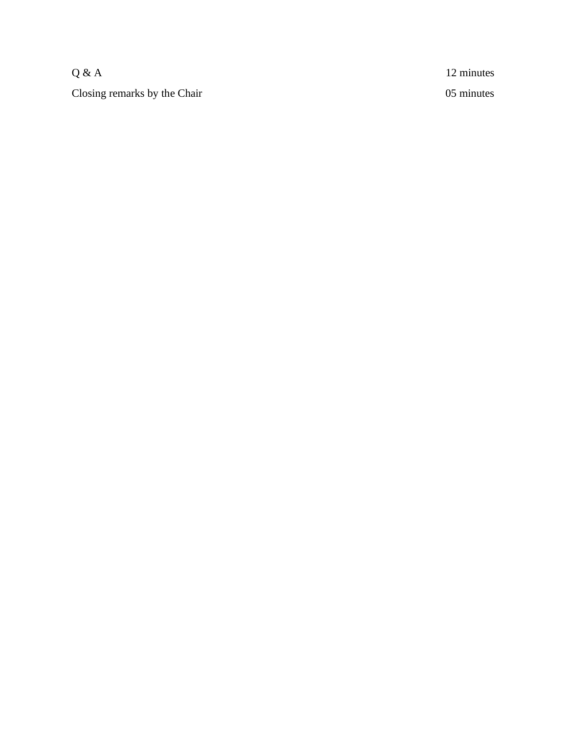| | |
|---|---|
| Q & A | 12 minutes |
| Closing remarks by the Chair | 05 minutes |